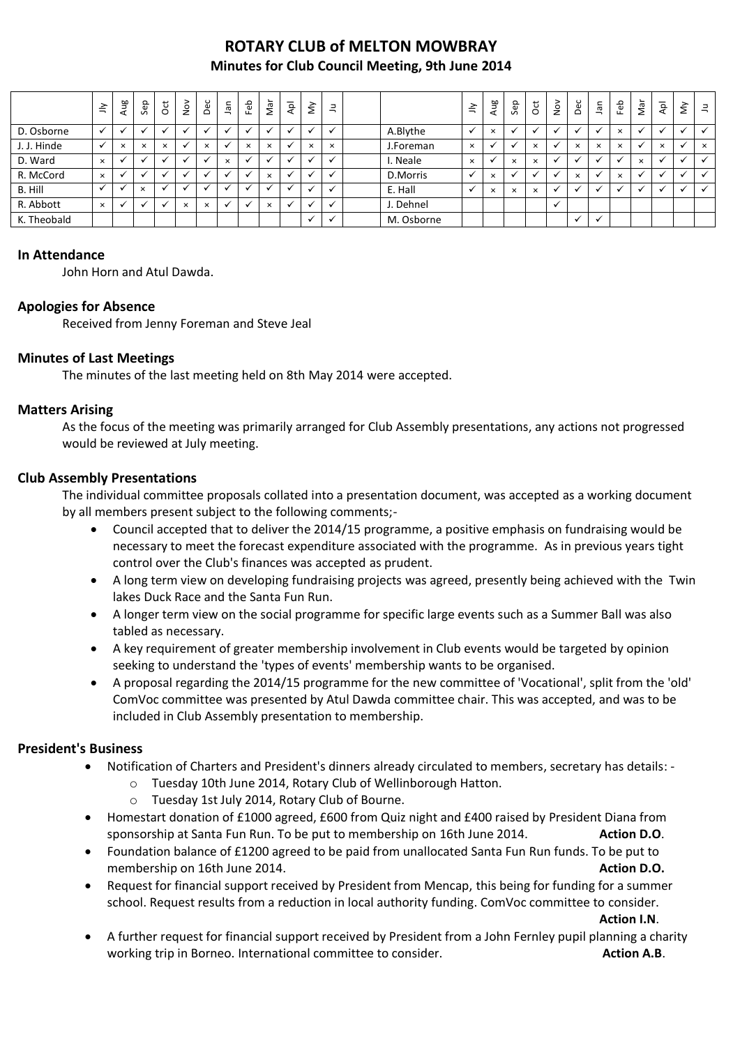# ROTARY CLUB of MELTON MOWBRAY

## Minutes for Club Council Meeting, 9th June 2014

| | Jly | Aug | Sep | Oct | Nov | Dec | Jan | Feb | Mar | Apl | My | Ju | | | Jly | Aug | Sep | Oct | Nov | Dec | Jan | Feb | Mar | Apl | My | Ju |
|---|---|---|---|---|---|---|---|---|---|---|---|---|---|---|---|---|---|---|---|---|---|---|---|---|---|---|
| D. Osborne | ✓ | ✓ | ✓ | ✓ | ✓ | ✓ | ✓ | ✓ | ✓ | ✓ | ✓ | ✓ | | A.Blythe | ✓ | × | ✓ | ✓ | ✓ | ✓ | ✓ | × | ✓ | ✓ | ✓ | ✓ |
| J. J. Hinde | ✓ | × | × | × | ✓ | × | ✓ | × | × | ✓ | × | × | | J.Foreman | × | ✓ | ✓ | × | ✓ | × | × | × | ✓ | × | ✓ | × |
| D. Ward | × | ✓ | ✓ | ✓ | ✓ | ✓ | × | ✓ | ✓ | ✓ | ✓ | ✓ | | I. Neale | × | ✓ | × | × | ✓ | ✓ | ✓ | ✓ | × | ✓ | ✓ | ✓ |
| R. McCord | × | ✓ | ✓ | ✓ | ✓ | ✓ | ✓ | ✓ | × | ✓ | ✓ | ✓ | | D.Morris | ✓ | × | ✓ | ✓ | ✓ | × | ✓ | × | ✓ | ✓ | ✓ | ✓ |
| B. Hill | ✓ | ✓ | × | ✓ | ✓ | ✓ | ✓ | ✓ | ✓ | ✓ | ✓ | ✓ | | E. Hall | ✓ | × | × | × | ✓ | ✓ | ✓ | ✓ | ✓ | ✓ | ✓ | ✓ |
| R. Abbott | × | ✓ | ✓ | ✓ | × | × | ✓ | ✓ | × | ✓ | ✓ | ✓ | | J. Dehnel | | | | | ✓ | | | | | | | |
| K. Theobald | | | | | | | | | | | ✓ | ✓ | | M. Osborne | | | | | | ✓ | ✓ | | | | | |

### In Attendance

John Horn and Atul Dawda.

### Apologies for Absence

Received from Jenny Foreman and Steve Jeal

### Minutes of Last Meetings

The minutes of the last meeting held on 8th May 2014 were accepted.

### Matters Arising

As the focus of the meeting was primarily arranged for Club Assembly presentations, any actions not progressed would be reviewed at July meeting.

### Club Assembly Presentations

The individual committee proposals collated into a presentation document, was accepted as a working document by all members present subject to the following comments;-

- Council accepted that to deliver the 2014/15 programme, a positive emphasis on fundraising would be necessary to meet the forecast expenditure associated with the programme. As in previous years tight control over the Club's finances was accepted as prudent.
- A long term view on developing fundraising projects was agreed, presently being achieved with the Twin lakes Duck Race and the Santa Fun Run.
- A longer term view on the social programme for specific large events such as a Summer Ball was also tabled as necessary.
- A key requirement of greater membership involvement in Club events would be targeted by opinion seeking to understand the 'types of events' membership wants to be organised.
- A proposal regarding the 2014/15 programme for the new committee of 'Vocational', split from the 'old' ComVoc committee was presented by Atul Dawda committee chair. This was accepted, and was to be included in Club Assembly presentation to membership.

### President's Business

- Notification of Charters and President's dinners already circulated to members, secretary has details: -
  - Tuesday 10th June 2014, Rotary Club of Wellinborough Hatton.
  - Tuesday 1st July 2014, Rotary Club of Bourne.
- Homestart donation of £1000 agreed, £600 from Quiz night and £400 raised by President Diana from sponsorship at Santa Fun Run. To be put to membership on 16th June 2014. **Action D.O**.
- Foundation balance of £1200 agreed to be paid from unallocated Santa Fun Run funds. To be put to membership on 16th June 2014. **Action D.O.**
- Request for financial support received by President from Mencap, this being for funding for a summer school. Request results from a reduction in local authority funding. ComVoc committee to consider. **Action I.N**.
- A further request for financial support received by President from a John Fernley pupil planning a charity working trip in Borneo. International committee to consider. **Action A.B**.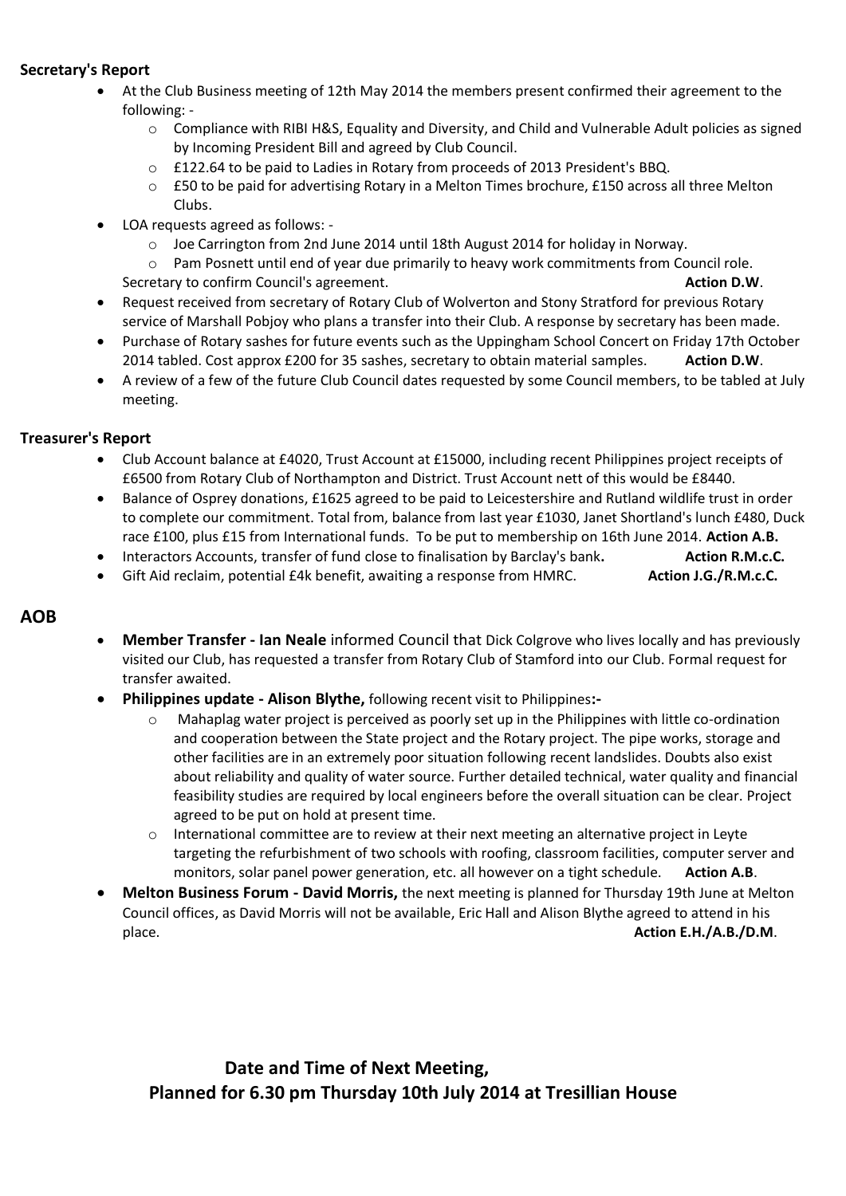**Secretary's Report**

- At the Club Business meeting of 12th May 2014 the members present confirmed their agreement to the following: -
    - Compliance with RIBI H&S, Equality and Diversity, and Child and Vulnerable Adult policies as signed by Incoming President Bill and agreed by Club Council.
    - £122.64 to be paid to Ladies in Rotary from proceeds of 2013 President's BBQ.
    - £50 to be paid for advertising Rotary in a Melton Times brochure, £150 across all three Melton Clubs.
- LOA requests agreed as follows: -
    - Joe Carrington from 2nd June 2014 until 18th August 2014 for holiday in Norway.
    - Pam Posnett until end of year due primarily to heavy work commitments from Council role.

  Secretary to confirm Council's agreement. **Action D.W**.
- Request received from secretary of Rotary Club of Wolverton and Stony Stratford for previous Rotary service of Marshall Pobjoy who plans a transfer into their Club. A response by secretary has been made.
- Purchase of Rotary sashes for future events such as the Uppingham School Concert on Friday 17th October 2014 tabled. Cost approx £200 for 35 sashes, secretary to obtain material samples. **Action D.W**.
- A review of a few of the future Club Council dates requested by some Council members, to be tabled at July meeting.

**Treasurer's Report**

- Club Account balance at £4020, Trust Account at £15000, including recent Philippines project receipts of £6500 from Rotary Club of Northampton and District. Trust Account nett of this would be £8440.
- Balance of Osprey donations, £1625 agreed to be paid to Leicestershire and Rutland wildlife trust in order to complete our commitment. Total from, balance from last year £1030, Janet Shortland's lunch £480, Duck race £100, plus £15 from International funds. To be put to membership on 16th June 2014. **Action A.B.**
- Interactors Accounts, transfer of fund close to finalisation by Barclay's bank**.** **Action R.M.c.C.**
- Gift Aid reclaim, potential £4k benefit, awaiting a response from HMRC. **Action J.G./R.M.c.C.**

## AOB

- **Member Transfer - Ian Neale** informed Council that Dick Colgrove who lives locally and has previously visited our Club, has requested a transfer from Rotary Club of Stamford into our Club. Formal request for transfer awaited.
- **Philippines update - Alison Blythe,** following recent visit to Philippines**:-**
    - Mahaplag water project is perceived as poorly set up in the Philippines with little co-ordination and cooperation between the State project and the Rotary project. The pipe works, storage and other facilities are in an extremely poor situation following recent landslides. Doubts also exist about reliability and quality of water source. Further detailed technical, water quality and financial feasibility studies are required by local engineers before the overall situation can be clear. Project agreed to be put on hold at present time.
    - International committee are to review at their next meeting an alternative project in Leyte targeting the refurbishment of two schools with roofing, classroom facilities, computer server and monitors, solar panel power generation, etc. all however on a tight schedule. **Action A.B**.
- **Melton Business Forum - David Morris,** the next meeting is planned for Thursday 19th June at Melton Council offices, as David Morris will not be available, Eric Hall and Alison Blythe agreed to attend in his place. **Action E.H./A.B./D.M**.

**Date and Time of Next Meeting,**
**Planned for 6.30 pm Thursday 10th July 2014 at Tresillian House**